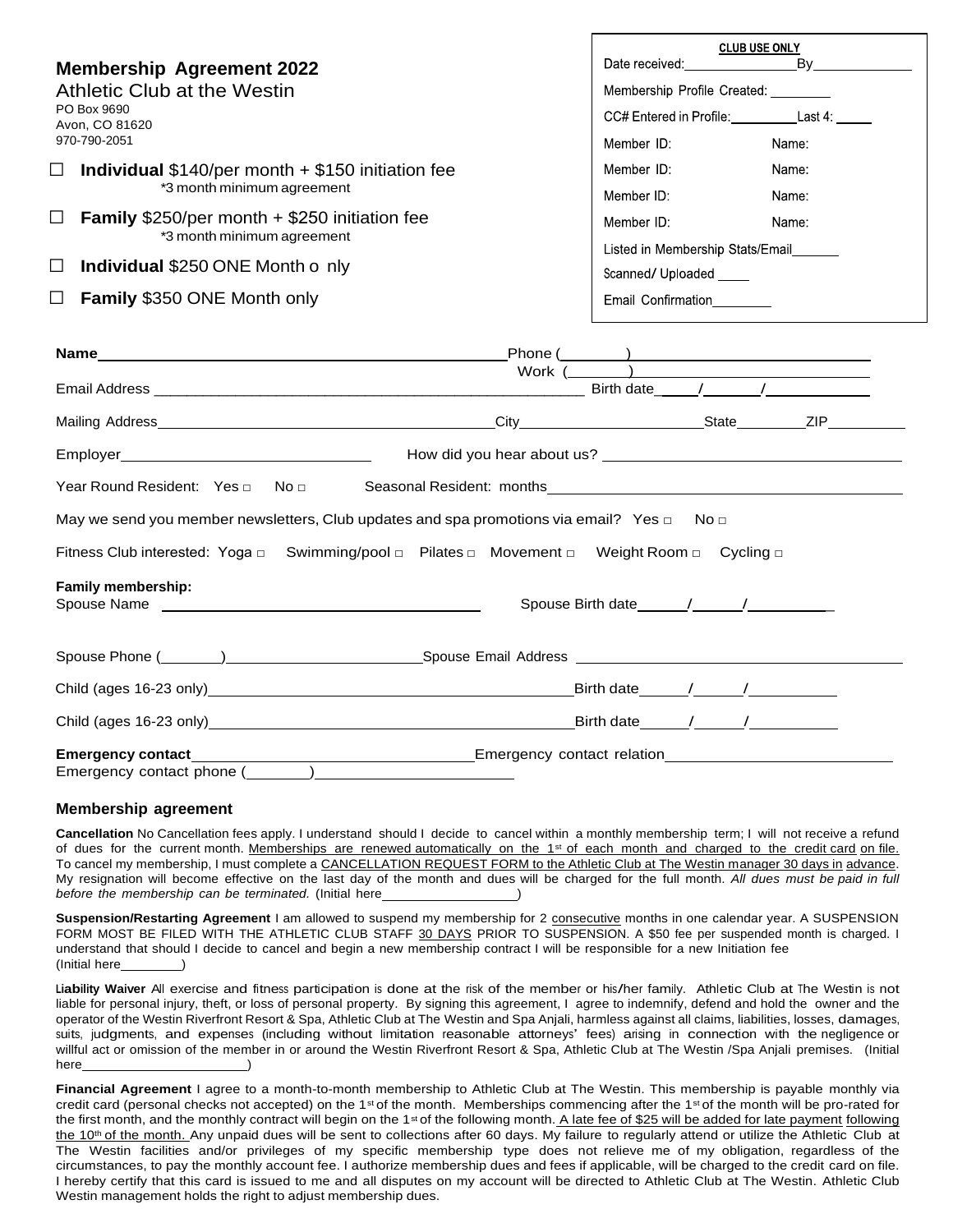## Membership Agreement 2022

Athletic Club at the Westin
PO Box 9690
Avon, CO 81620
970-790-2051

☐ **Individual** $140/per month + $150 initiation fee
*3 month minimum agreement

☐ **Family** $250/per month + $250 initiation fee
*3 month minimum agreement

☐ **Individual** $250 ONE Month o nly

☐ **Family** $350 ONE Month only

**CLUB USE ONLY**
Date received:________________By_____________
Membership Profile Created: ________
CC# Entered in Profile:__________Last 4: _____
Member ID: Name:
Member ID: Name:
Member ID: Name:
Member ID: Name:
Listed in Membership Stats/Email_______
Scanned/ Uploaded _____
Email Confirmation_________

**Name**_______________________________________________ Phone (_______)________________________
Work (_______)________________________

Email Address ___________________________________________________ Birth date_____/______/____________

Mailing Address________________________________________City_______________________State_________ZIP__________

Employer______________________________ How did you hear about us? _____________________________________

Year Round Resident: Yes □ No □ Seasonal Resident: months_____________________________________________

May we send you member newsletters, Club updates and spa promotions via email? Yes □ No □

Fitness Club interested: Yoga □ Swimming/pool □ Pilates □ Movement □ Weight Room □ Cycling □

**Family membership:**
Spouse Name ______________________________________ Spouse Birth date______/______/__________

Spouse Phone (_______)______________________Spouse Email Address _______________________________________

Child (ages 16-23 only)_____________________________________________Birth date______/______/__________

Child (ages 16-23 only)_____________________________________________Birth date______/______/__________

**Emergency contact**________________________________Emergency contact relation___________________________
Emergency contact phone (_______)______________________

### Membership agreement

**Cancellation** No Cancellation fees apply. I understand should I decide to cancel within a monthly membership term; I will not receive a refund of dues for the current month. Memberships are renewed automatically on the 1st of each month and charged to the credit card on file. To cancel my membership, I must complete a CANCELLATION REQUEST FORM to the Athletic Club at The Westin manager 30 days in advance. My resignation will become effective on the last day of the month and dues will be charged for the full month. *All dues must be paid in full before the membership can be terminated.* (Initial here__________________)

**Suspension/Restarting Agreement** I am allowed to suspend my membership for 2 consecutive months in one calendar year. A SUSPENSION FORM MOST BE FILED WITH THE ATHLETIC CLUB STAFF 30 DAYS PRIOR TO SUSPENSION. A $50 fee per suspended month is charged. I understand that should I decide to cancel and begin a new membership contract I will be responsible for a new Initiation fee
(Initial here________)

**Liability Waiver** All exercise and fitness participation is done at the risk of the member or his/her family. Athletic Club at The Westin is not liable for personal injury, theft, or loss of personal property. By signing this agreement, I agree to indemnify, defend and hold the owner and the operator of the Westin Riverfront Resort & Spa, Athletic Club at The Westin and Spa Anjali, harmless against all claims, liabilities, losses, damages, suits, judgments, and expenses (including without limitation reasonable attorneys' fees) arising in connection with the negligence or willful act or omission of the member in or around the Westin Riverfront Resort & Spa, Athletic Club at The Westin /Spa Anjali premises. (Initial here______________________)

**Financial Agreement** I agree to a month-to-month membership to Athletic Club at The Westin. This membership is payable monthly via credit card (personal checks not accepted) on the 1st of the month. Memberships commencing after the 1st of the month will be pro-rated for the first month, and the monthly contract will begin on the 1st of the following month. A late fee of $25 will be added for late payment following the 10th of the month. Any unpaid dues will be sent to collections after 60 days. My failure to regularly attend or utilize the Athletic Club at The Westin facilities and/or privileges of my specific membership type does not relieve me of my obligation, regardless of the circumstances, to pay the monthly account fee. I authorize membership dues and fees if applicable, will be charged to the credit card on file. I hereby certify that this card is issued to me and all disputes on my account will be directed to Athletic Club at The Westin. Athletic Club Westin management holds the right to adjust membership dues.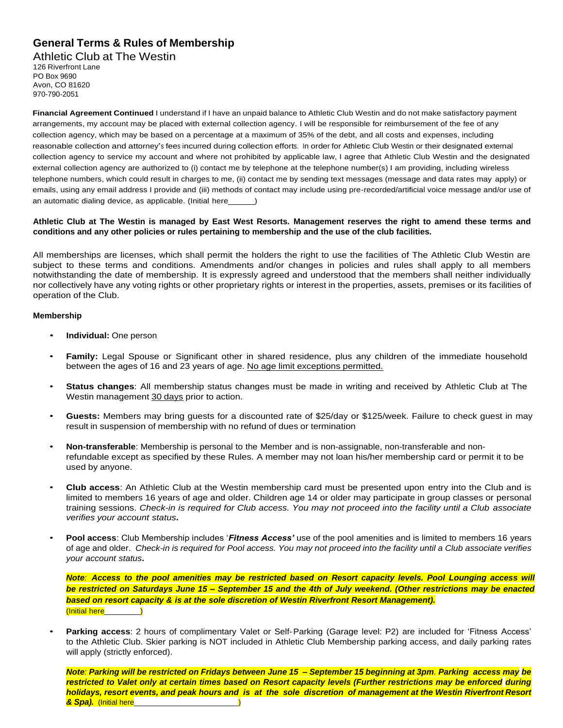## General Terms & Rules of Membership

Athletic Club at The Westin
126 Riverfront Lane
PO Box 9690
Avon, CO 81620
970-790-2051

**Financial Agreement Continued** I understand if I have an unpaid balance to Athletic Club Westin and do not make satisfactory payment arrangements, my account may be placed with external collection agency. I will be responsible for reimbursement of the fee of any collection agency, which may be based on a percentage at a maximum of 35% of the debt, and all costs and expenses, including reasonable collection and attorney's fees incurred during collection efforts. In order for Athletic Club Westin or their designated external collection agency to service my account and where not prohibited by applicable law, I agree that Athletic Club Westin and the designated external collection agency are authorized to (i) contact me by telephone at the telephone number(s) I am providing, including wireless telephone numbers, which could result in charges to me, (ii) contact me by sending text messages (message and data rates may apply) or emails, using any email address I provide and (iii) methods of contact may include using pre-recorded/artificial voice message and/or use of an automatic dialing device, as applicable. (Initial here______)

**Athletic Club at The Westin is managed by East West Resorts. Management reserves the right to amend these terms and conditions and any other policies or rules pertaining to membership and the use of the club facilities.**

All memberships are licenses, which shall permit the holders the right to use the facilities of The Athletic Club Westin are subject to these terms and conditions. Amendments and/or changes in policies and rules shall apply to all members notwithstanding the date of membership. It is expressly agreed and understood that the members shall neither individually nor collectively have any voting rights or other proprietary rights or interest in the properties, assets, premises or its facilities of operation of the Club.

**Membership**

- **Individual:** One person
- **Family:** Legal Spouse or Significant other in shared residence, plus any children of the immediate household between the ages of 16 and 23 years of age. <u>No age limit exceptions permitted.</u>
- **Status changes**: All membership status changes must be made in writing and received by Athletic Club at The Westin management <u>30 days</u> prior to action.
- **Guests:** Members may bring guests for a discounted rate of $25/day or $125/week. Failure to check guest in may result in suspension of membership with no refund of dues or termination
- **Non-transferable**: Membership is personal to the Member and is non-assignable, non-transferable and non-refundable except as specified by these Rules. A member may not loan his/her membership card or permit it to be used by anyone.
- **Club access**: An Athletic Club at the Westin membership card must be presented upon entry into the Club and is limited to members 16 years of age and older. Children age 14 or older may participate in group classes or personal training sessions. *Check-in is required for Club access. You may not proceed into the facility until a Club associate verifies your account status***.**
- **Pool access**: Club Membership includes '***Fitness Access'*** use of the pool amenities and is limited to members 16 years of age and older. *Check-in is required for Pool access. You may not proceed into the facility until a Club associate verifies your account status***.**

  ***Note: Access to the pool amenities may be restricted based on Resort capacity levels. Pool Lounging access will be restricted on Saturdays June 15 – September 15 and the 4th of July weekend. (Other restrictions may be enacted based on resort capacity & is at the sole discretion of Westin Riverfront Resort Management).***
  (Initial here________)

- **Parking access**: 2 hours of complimentary Valet or Self-Parking (Garage level: P2) are included for 'Fitness Access' to the Athletic Club. Skier parking is NOT included in Athletic Club Membership parking access, and daily parking rates will apply (strictly enforced).

  ***Note: Parking will be restricted on Fridays between June 15 – September 15 beginning at 3pm. Parking access may be restricted to Valet only at certain times based on Resort capacity levels (Further restrictions may be enforced during holidays, resort events, and peak hours and is at the sole discretion of management at the Westin Riverfront Resort & Spa).*** (Initial here________________________)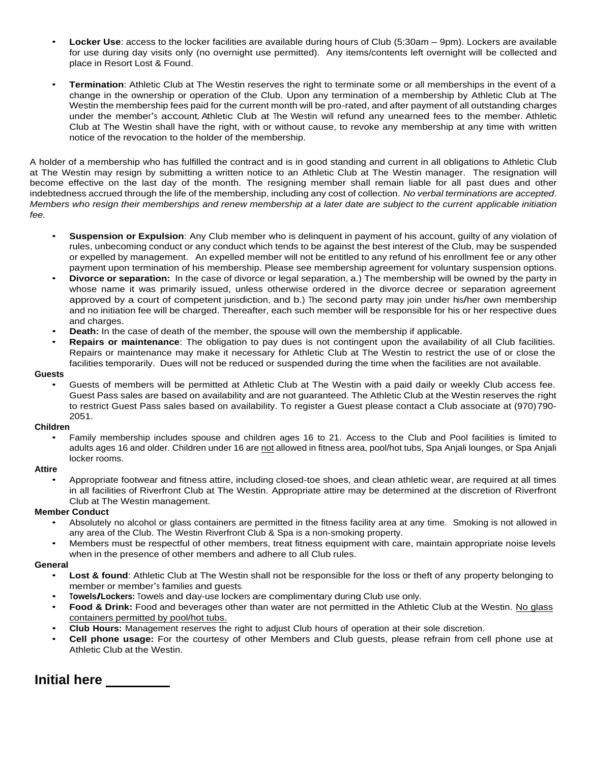- **Locker Use**: access to the locker facilities are available during hours of Club (5:30am – 9pm). Lockers are available for use during day visits only (no overnight use permitted). Any items/contents left overnight will be collected and place in Resort Lost & Found.

- **Termination**: Athletic Club at The Westin reserves the right to terminate some or all memberships in the event of a change in the ownership or operation of the Club. Upon any termination of a membership by Athletic Club at The Westin the membership fees paid for the current month will be pro-rated, and after payment of all outstanding charges under the member's account, Athletic Club at The Westin will refund any unearned fees to the member. Athletic Club at The Westin shall have the right, with or without cause, to revoke any membership at any time with written notice of the revocation to the holder of the membership.

A holder of a membership who has fulfilled the contract and is in good standing and current in all obligations to Athletic Club at The Westin may resign by submitting a written notice to an Athletic Club at The Westin manager. The resignation will become effective on the last day of the month. The resigning member shall remain liable for all past dues and other indebtedness accrued through the life of the membership, including any cost of collection. *No verbal terminations are accepted. Members who resign their memberships and renew membership at a later date are subject to the current applicable initiation fee.*

- **Suspension or Expulsion**: Any Club member who is delinquent in payment of his account, guilty of any violation of rules, unbecoming conduct or any conduct which tends to be against the best interest of the Club, may be suspended or expelled by management. An expelled member will not be entitled to any refund of his enrollment fee or any other payment upon termination of his membership. Please see membership agreement for voluntary suspension options.
- **Divorce or separation:** In the case of divorce or legal separation, a.) The membership will be owned by the party in whose name it was primarily issued, unless otherwise ordered in the divorce decree or separation agreement approved by a court of competent jurisdiction, and b.) The second party may join under his/her own membership and no initiation fee will be charged. Thereafter, each such member will be responsible for his or her respective dues and charges.
- **Death:** In the case of death of the member, the spouse will own the membership if applicable.
- **Repairs or maintenance**: The obligation to pay dues is not contingent upon the availability of all Club facilities. Repairs or maintenance may make it necessary for Athletic Club at The Westin to restrict the use of or close the facilities temporarily. Dues will not be reduced or suspended during the time when the facilities are not available.

**Guests**

- Guests of members will be permitted at Athletic Club at The Westin with a paid daily or weekly Club access fee. Guest Pass sales are based on availability and are not guaranteed. The Athletic Club at the Westin reserves the right to restrict Guest Pass sales based on availability. To register a Guest please contact a Club associate at (970) 790-2051.

**Children**

- Family membership includes spouse and children ages 16 to 21. Access to the Club and Pool facilities is limited to adults ages 16 and older. Children under 16 are <u>not</u> allowed in fitness area, pool/hot tubs, Spa Anjali lounges, or Spa Anjali locker rooms.

**Attire**

- Appropriate footwear and fitness attire, including closed-toe shoes, and clean athletic wear, are required at all times in all facilities of Riverfront Club at The Westin. Appropriate attire may be determined at the discretion of Riverfront Club at The Westin management.

**Member Conduct**

- Absolutely no alcohol or glass containers are permitted in the fitness facility area at any time. Smoking is not allowed in any area of the Club. The Westin Riverfront Club & Spa is a non-smoking property.
- Members must be respectful of other members, treat fitness equipment with care, maintain appropriate noise levels when in the presence of other members and adhere to all Club rules.

**General**

- **Lost & found**: Athletic Club at The Westin shall not be responsible for the loss or theft of any property belonging to member or member's families and guests.
- **Towels/Lockers:** Towels and day-use lockers are complimentary during Club use only.
- **Food & Drink:** Food and beverages other than water are not permitted in the Athletic Club at the Westin. <u>No glass containers permitted by pool/hot tubs.</u>
- **Club Hours:** Management reserves the right to adjust Club hours of operation at their sole discretion.
- **Cell phone usage:** For the courtesy of other Members and Club guests, please refrain from cell phone use at Athletic Club at the Westin.

## Initial here ________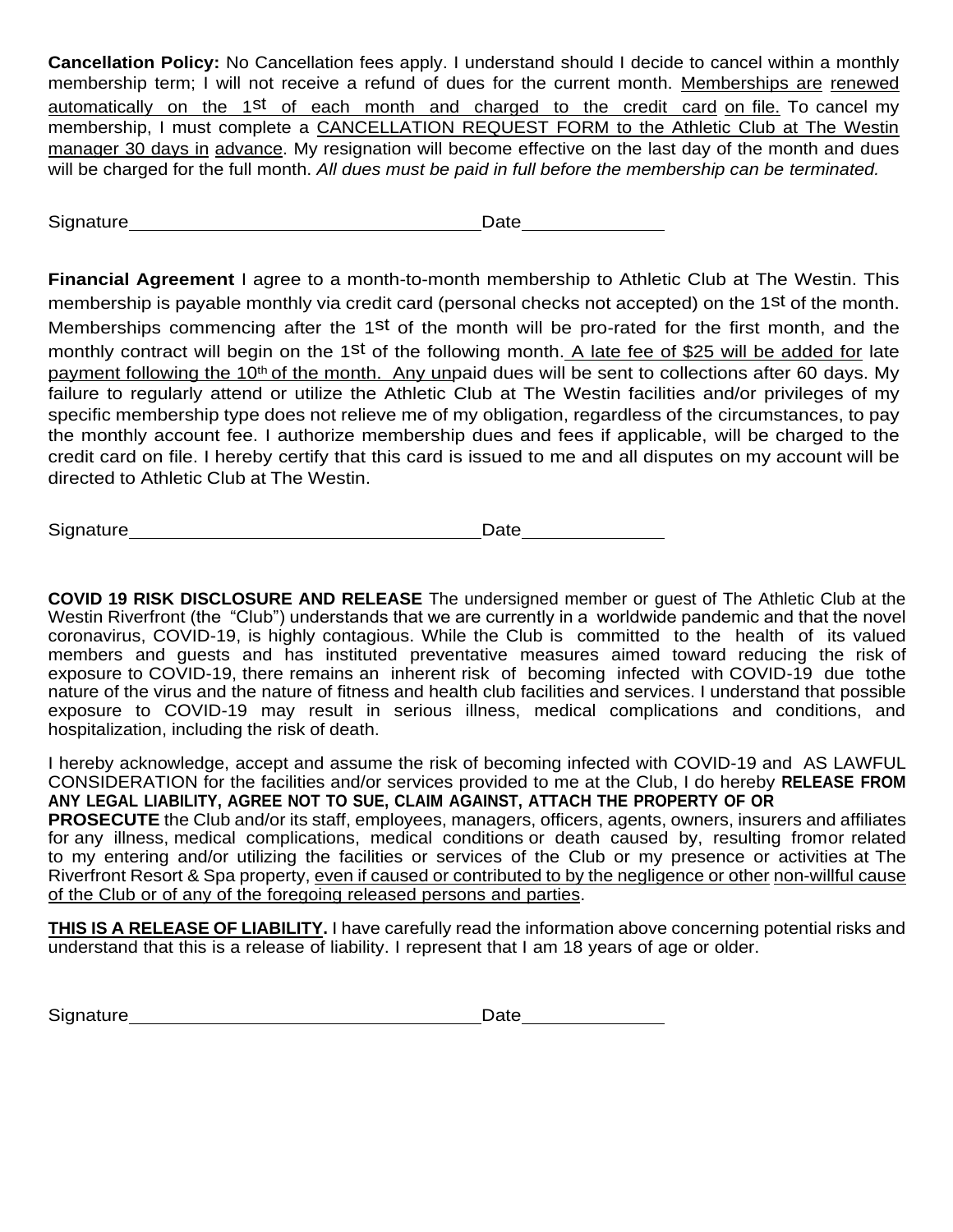**Cancellation Policy:** No Cancellation fees apply. I understand should I decide to cancel within a monthly membership term; I will not receive a refund of dues for the current month. Memberships are renewed automatically on the 1st of each month and charged to the credit card on file. To cancel my membership, I must complete a CANCELLATION REQUEST FORM to the Athletic Club at The Westin manager 30 days in advance. My resignation will become effective on the last day of the month and dues will be charged for the full month. *All dues must be paid in full before the membership can be terminated.*

Signature\_\_\_\_\_\_\_\_\_\_\_\_\_\_\_\_\_\_\_\_\_\_\_\_\_\_\_\_\_\_\_\_\_\_ Date\_\_\_\_\_\_\_\_\_\_\_\_\_\_

**Financial Agreement** I agree to a month-to-month membership to Athletic Club at The Westin. This membership is payable monthly via credit card (personal checks not accepted) on the 1st of the month. Memberships commencing after the 1st of the month will be pro-rated for the first month, and the monthly contract will begin on the 1st of the following month. A late fee of $25 will be added for late payment following the 10th of the month. Any unpaid dues will be sent to collections after 60 days. My failure to regularly attend or utilize the Athletic Club at The Westin facilities and/or privileges of my specific membership type does not relieve me of my obligation, regardless of the circumstances, to pay the monthly account fee. I authorize membership dues and fees if applicable, will be charged to the credit card on file. I hereby certify that this card is issued to me and all disputes on my account will be directed to Athletic Club at The Westin.

Signature\_\_\_\_\_\_\_\_\_\_\_\_\_\_\_\_\_\_\_\_\_\_\_\_\_\_\_\_\_\_\_\_\_\_ Date\_\_\_\_\_\_\_\_\_\_\_\_\_\_

**COVID 19 RISK DISCLOSURE AND RELEASE** The undersigned member or guest of The Athletic Club at the Westin Riverfront (the "Club") understands that we are currently in a worldwide pandemic and that the novel coronavirus, COVID-19, is highly contagious. While the Club is committed to the health of its valued members and guests and has instituted preventative measures aimed toward reducing the risk of exposure to COVID-19, there remains an inherent risk of becoming infected with COVID-19 due tothe nature of the virus and the nature of fitness and health club facilities and services. I understand that possible exposure to COVID-19 may result in serious illness, medical complications and conditions, and hospitalization, including the risk of death.

I hereby acknowledge, accept and assume the risk of becoming infected with COVID-19 and AS LAWFUL CONSIDERATION for the facilities and/or services provided to me at the Club, I do hereby **RELEASE FROM ANY LEGAL LIABILITY, AGREE NOT TO SUE, CLAIM AGAINST, ATTACH THE PROPERTY OF OR PROSECUTE** the Club and/or its staff, employees, managers, officers, agents, owners, insurers and affiliates for any illness, medical complications, medical conditions or death caused by, resulting fromor related to my entering and/or utilizing the facilities or services of the Club or my presence or activities at The Riverfront Resort & Spa property, even if caused or contributed to by the negligence or other non-willful cause of the Club or of any of the foregoing released persons and parties.

**THIS IS A RELEASE OF LIABILITY.** I have carefully read the information above concerning potential risks and understand that this is a release of liability. I represent that I am 18 years of age or older.

Signature\_\_\_\_\_\_\_\_\_\_\_\_\_\_\_\_\_\_\_\_\_\_\_\_\_\_\_\_\_\_\_\_\_\_ Date\_\_\_\_\_\_\_\_\_\_\_\_\_\_